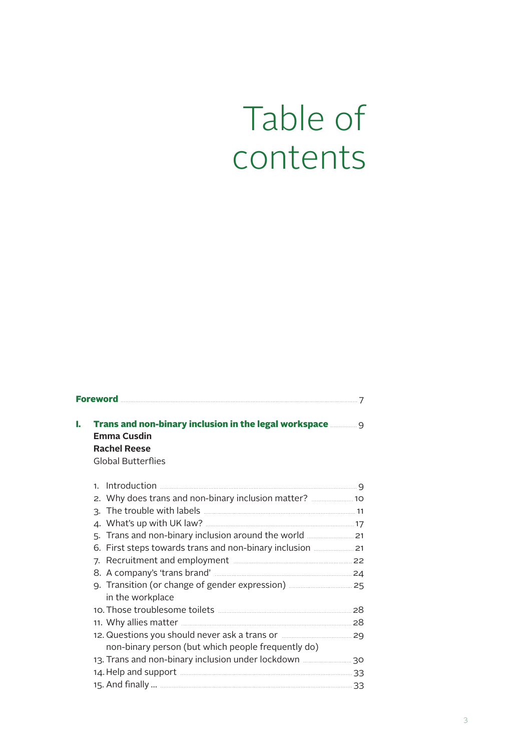# Table of contents

**Foreword** .......... 7

**I. Trans and non-binary inclusion in the legal workspace** .......... 9
**Emma Cusdin**
**Rachel Reese**
Global Butterflies

1. Introduction .......... 9
2. Why does trans and non-binary inclusion matter? .......... 10
3. The trouble with labels .......... 11
4. What's up with UK law? .......... 17
5. Trans and non-binary inclusion around the world .......... 21
6. First steps towards trans and non-binary inclusion .......... 21
7. Recruitment and employment .......... 22
8. A company's 'trans brand' .......... 24
9. Transition (or change of gender expression) in the workplace .......... 25
10. Those troublesome toilets .......... 28
11. Why allies matter .......... 28
12. Questions you should never ask a trans or non-binary person (but which people frequently do) .......... 29
13. Trans and non-binary inclusion under lockdown .......... 30
14. Help and support .......... 33
15. And finally ... .......... 33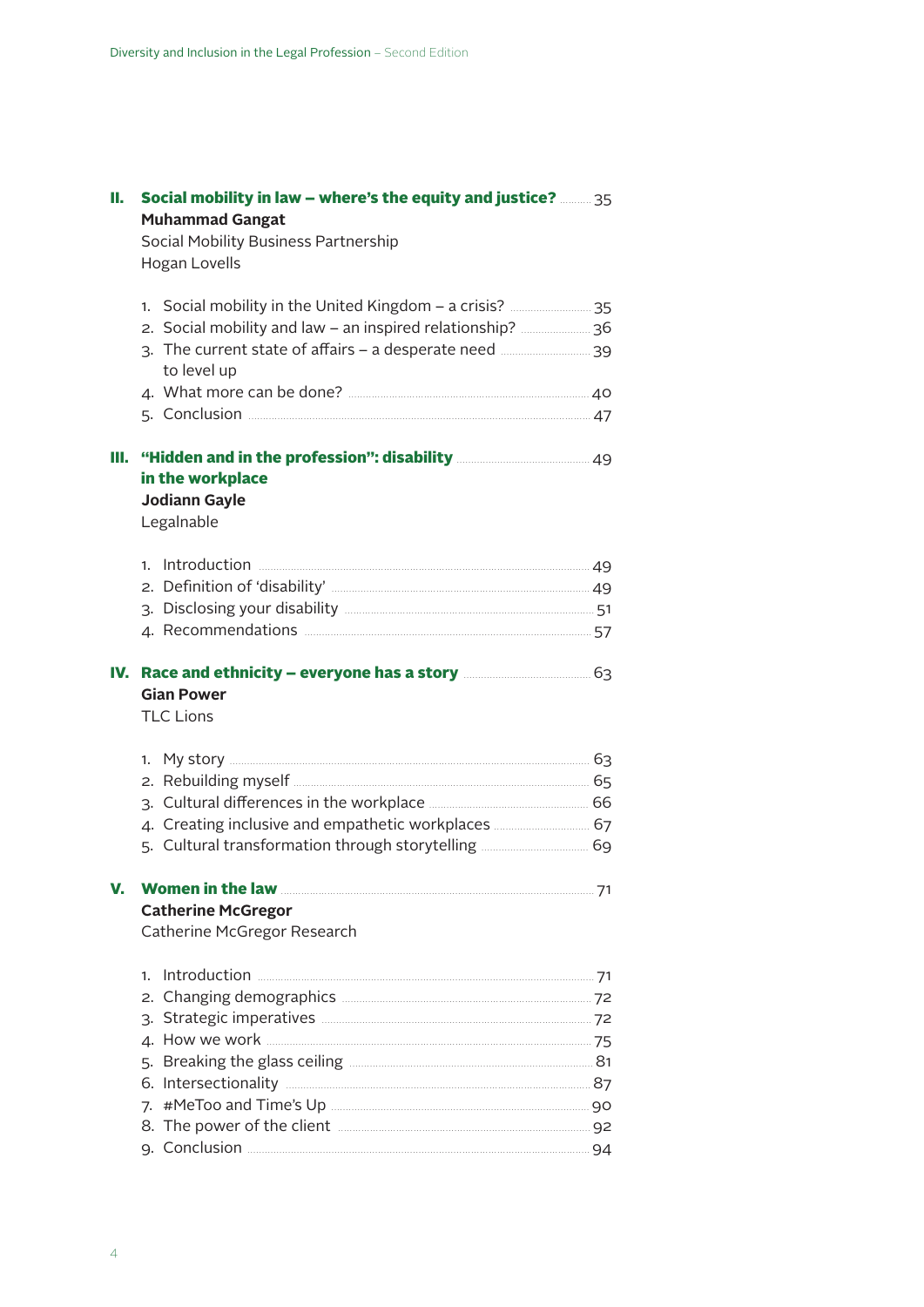## II. Social mobility in law – where's the equity and justice? ... 35

**Muhammad Gangat**
Social Mobility Business Partnership
Hogan Lovells

1. Social mobility in the United Kingdom – a crisis? ... 35
2. Social mobility and law – an inspired relationship? ... 36
3. The current state of affairs – a desperate need to level up ... 39
4. What more can be done? ... 40
5. Conclusion ... 47

## III. "Hidden and in the profession": disability in the workplace ... 49

**Jodiann Gayle**
Legalnable

1. Introduction ... 49
2. Definition of 'disability' ... 49
3. Disclosing your disability ... 51
4. Recommendations ... 57

## IV. Race and ethnicity – everyone has a story ... 63

**Gian Power**
TLC Lions

1. My story ... 63
2. Rebuilding myself ... 65
3. Cultural differences in the workplace ... 66
4. Creating inclusive and empathetic workplaces ... 67
5. Cultural transformation through storytelling ... 69

## V. Women in the law ... 71

**Catherine McGregor**
Catherine McGregor Research

1. Introduction ... 71
2. Changing demographics ... 72
3. Strategic imperatives ... 72
4. How we work ... 75
5. Breaking the glass ceiling ... 81
6. Intersectionality ... 87
7. #MeToo and Time's Up ... 90
8. The power of the client ... 92
9. Conclusion ... 94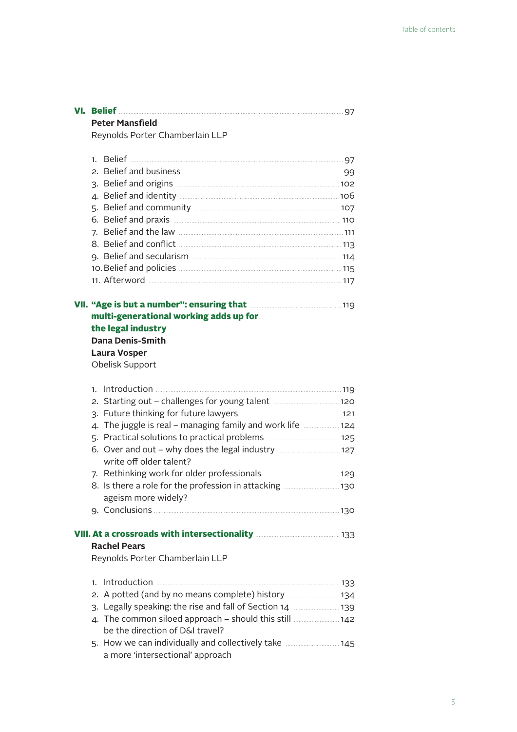**VI. Belief** ..... 97

**Peter Mansfield**

Reynolds Porter Chamberlain LLP

1. Belief ..... 97
2. Belief and business ..... 99
3. Belief and origins ..... 102
4. Belief and identity ..... 106
5. Belief and community ..... 107
6. Belief and praxis ..... 110
7. Belief and the law ..... 111
8. Belief and conflict ..... 113
9. Belief and secularism ..... 114
10. Belief and policies ..... 115
11. Afterword ..... 117

**VII. "Age is but a number": ensuring that multi-generational working adds up for the legal industry** ..... 119

**Dana Denis-Smith**

**Laura Vosper**

Obelisk Support

1. Introduction ..... 119
2. Starting out – challenges for young talent ..... 120
3. Future thinking for future lawyers ..... 121
4. The juggle is real – managing family and work life ..... 124
5. Practical solutions to practical problems ..... 125
6. Over and out – why does the legal industry write off older talent? ..... 127
7. Rethinking work for older professionals ..... 129
8. Is there a role for the profession in attacking ageism more widely? ..... 130
9. Conclusions ..... 130

**VIII. At a crossroads with intersectionality** ..... 133

**Rachel Pears**

Reynolds Porter Chamberlain LLP

1. Introduction ..... 133
2. A potted (and by no means complete) history ..... 134
3. Legally speaking: the rise and fall of Section 14 ..... 139
4. The common siloed approach – should this still be the direction of D&I travel? ..... 142
5. How we can individually and collectively take a more 'intersectional' approach ..... 145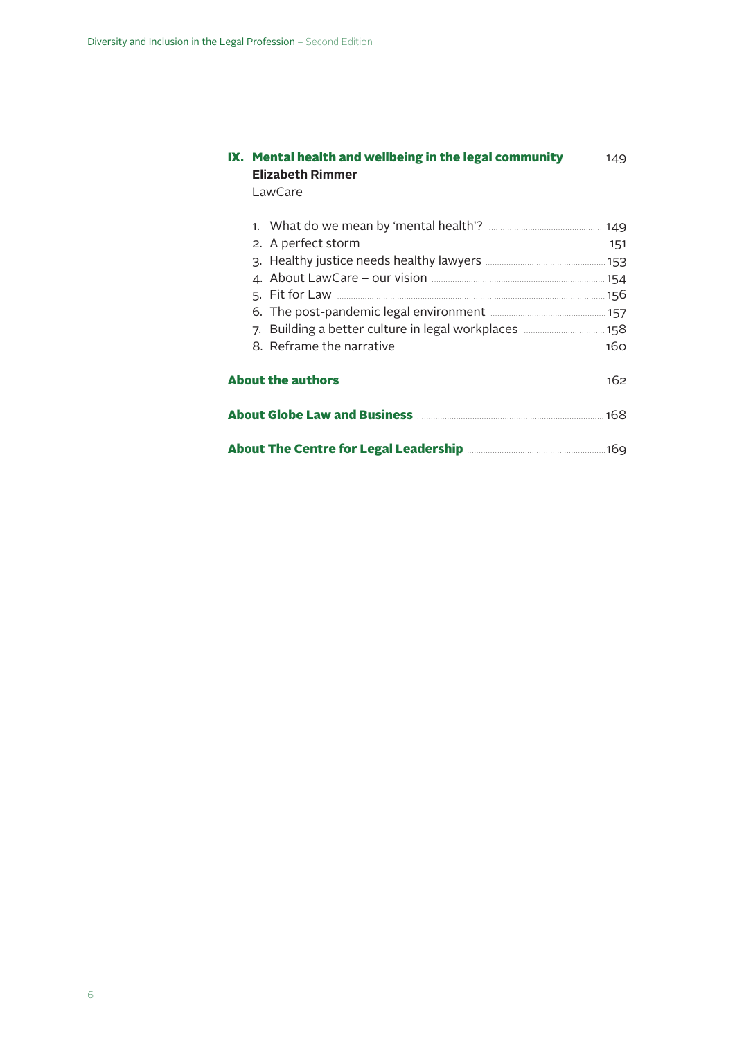**IX. Mental health and wellbeing in the legal community** 149
**Elizabeth Rimmer**
LawCare

1. What do we mean by 'mental health'? 149
2. A perfect storm 151
3. Healthy justice needs healthy lawyers 153
4. About LawCare – our vision 154
5. Fit for Law 156
6. The post-pandemic legal environment 157
7. Building a better culture in legal workplaces 158
8. Reframe the narrative 160

**About the authors** 162

**About Globe Law and Business** 168

**About The Centre for Legal Leadership** 169